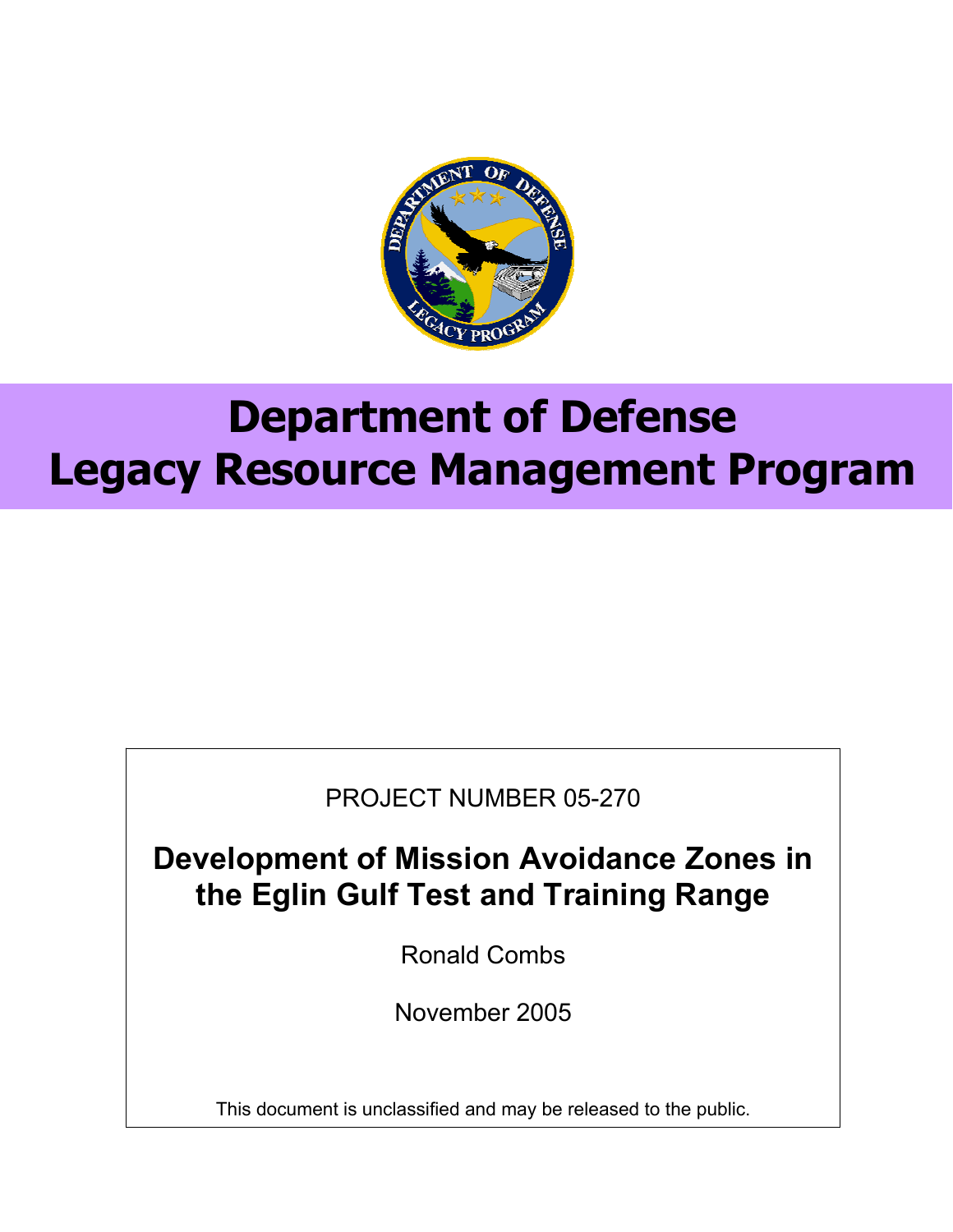# Department of Defense
# Legacy Resource Management Program

PROJECT NUMBER 05-270

## Development of Mission Avoidance Zones in the Eglin Gulf Test and Training Range

Ronald Combs

November 2005

This document is unclassified and may be released to the public.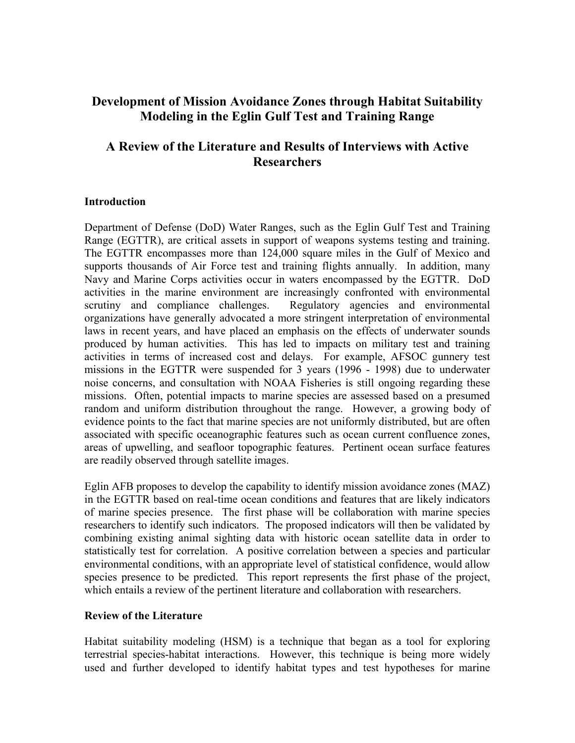# Development of Mission Avoidance Zones through Habitat Suitability Modeling in the Eglin Gulf Test and Training Range

# A Review of the Literature and Results of Interviews with Active Researchers

### Introduction

Department of Defense (DoD) Water Ranges, such as the Eglin Gulf Test and Training Range (EGTTR), are critical assets in support of weapons systems testing and training. The EGTTR encompasses more than 124,000 square miles in the Gulf of Mexico and supports thousands of Air Force test and training flights annually. In addition, many Navy and Marine Corps activities occur in waters encompassed by the EGTTR. DoD activities in the marine environment are increasingly confronted with environmental scrutiny and compliance challenges. Regulatory agencies and environmental organizations have generally advocated a more stringent interpretation of environmental laws in recent years, and have placed an emphasis on the effects of underwater sounds produced by human activities. This has led to impacts on military test and training activities in terms of increased cost and delays. For example, AFSOC gunnery test missions in the EGTTR were suspended for 3 years (1996 - 1998) due to underwater noise concerns, and consultation with NOAA Fisheries is still ongoing regarding these missions. Often, potential impacts to marine species are assessed based on a presumed random and uniform distribution throughout the range. However, a growing body of evidence points to the fact that marine species are not uniformly distributed, but are often associated with specific oceanographic features such as ocean current confluence zones, areas of upwelling, and seafloor topographic features. Pertinent ocean surface features are readily observed through satellite images.

Eglin AFB proposes to develop the capability to identify mission avoidance zones (MAZ) in the EGTTR based on real-time ocean conditions and features that are likely indicators of marine species presence. The first phase will be collaboration with marine species researchers to identify such indicators. The proposed indicators will then be validated by combining existing animal sighting data with historic ocean satellite data in order to statistically test for correlation. A positive correlation between a species and particular environmental conditions, with an appropriate level of statistical confidence, would allow species presence to be predicted. This report represents the first phase of the project, which entails a review of the pertinent literature and collaboration with researchers.

### Review of the Literature

Habitat suitability modeling (HSM) is a technique that began as a tool for exploring terrestrial species-habitat interactions. However, this technique is being more widely used and further developed to identify habitat types and test hypotheses for marine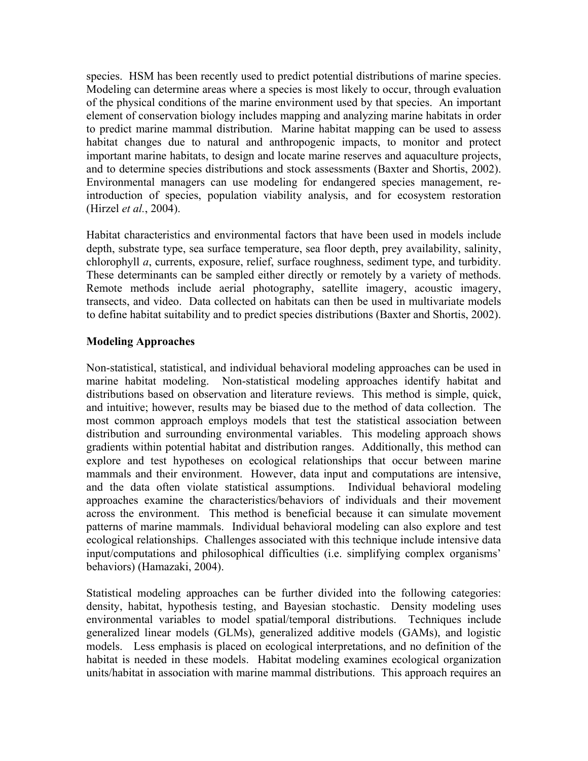species. HSM has been recently used to predict potential distributions of marine species. Modeling can determine areas where a species is most likely to occur, through evaluation of the physical conditions of the marine environment used by that species. An important element of conservation biology includes mapping and analyzing marine habitats in order to predict marine mammal distribution. Marine habitat mapping can be used to assess habitat changes due to natural and anthropogenic impacts, to monitor and protect important marine habitats, to design and locate marine reserves and aquaculture projects, and to determine species distributions and stock assessments (Baxter and Shortis, 2002). Environmental managers can use modeling for endangered species management, re-introduction of species, population viability analysis, and for ecosystem restoration (Hirzel *et al.*, 2004).

Habitat characteristics and environmental factors that have been used in models include depth, substrate type, sea surface temperature, sea floor depth, prey availability, salinity, chlorophyll *a*, currents, exposure, relief, surface roughness, sediment type, and turbidity. These determinants can be sampled either directly or remotely by a variety of methods. Remote methods include aerial photography, satellite imagery, acoustic imagery, transects, and video. Data collected on habitats can then be used in multivariate models to define habitat suitability and to predict species distributions (Baxter and Shortis, 2002).

**Modeling Approaches**

Non-statistical, statistical, and individual behavioral modeling approaches can be used in marine habitat modeling. Non-statistical modeling approaches identify habitat and distributions based on observation and literature reviews. This method is simple, quick, and intuitive; however, results may be biased due to the method of data collection. The most common approach employs models that test the statistical association between distribution and surrounding environmental variables. This modeling approach shows gradients within potential habitat and distribution ranges. Additionally, this method can explore and test hypotheses on ecological relationships that occur between marine mammals and their environment. However, data input and computations are intensive, and the data often violate statistical assumptions. Individual behavioral modeling approaches examine the characteristics/behaviors of individuals and their movement across the environment. This method is beneficial because it can simulate movement patterns of marine mammals. Individual behavioral modeling can also explore and test ecological relationships. Challenges associated with this technique include intensive data input/computations and philosophical difficulties (i.e. simplifying complex organisms' behaviors) (Hamazaki, 2004).

Statistical modeling approaches can be further divided into the following categories: density, habitat, hypothesis testing, and Bayesian stochastic. Density modeling uses environmental variables to model spatial/temporal distributions. Techniques include generalized linear models (GLMs), generalized additive models (GAMs), and logistic models. Less emphasis is placed on ecological interpretations, and no definition of the habitat is needed in these models. Habitat modeling examines ecological organization units/habitat in association with marine mammal distributions. This approach requires an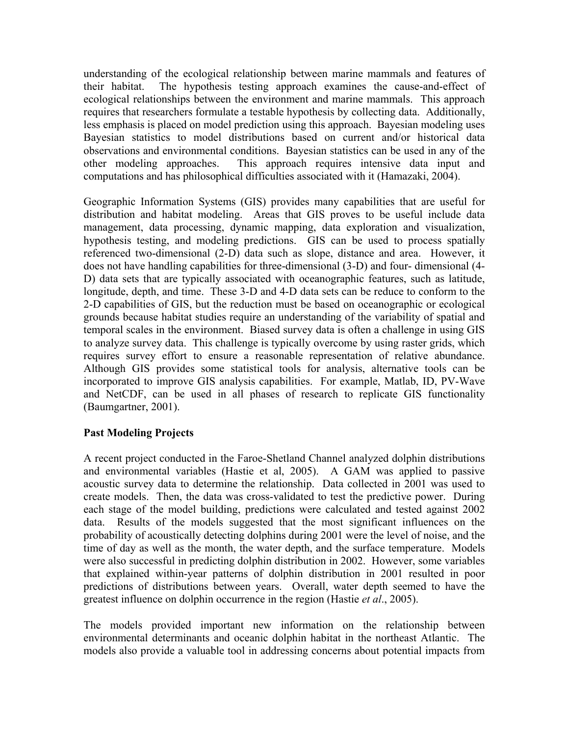understanding of the ecological relationship between marine mammals and features of their habitat. The hypothesis testing approach examines the cause-and-effect of ecological relationships between the environment and marine mammals. This approach requires that researchers formulate a testable hypothesis by collecting data. Additionally, less emphasis is placed on model prediction using this approach. Bayesian modeling uses Bayesian statistics to model distributions based on current and/or historical data observations and environmental conditions. Bayesian statistics can be used in any of the other modeling approaches. This approach requires intensive data input and computations and has philosophical difficulties associated with it (Hamazaki, 2004).

Geographic Information Systems (GIS) provides many capabilities that are useful for distribution and habitat modeling. Areas that GIS proves to be useful include data management, data processing, dynamic mapping, data exploration and visualization, hypothesis testing, and modeling predictions. GIS can be used to process spatially referenced two-dimensional (2-D) data such as slope, distance and area. However, it does not have handling capabilities for three-dimensional (3-D) and four- dimensional (4-D) data sets that are typically associated with oceanographic features, such as latitude, longitude, depth, and time. These 3-D and 4-D data sets can be reduce to conform to the 2-D capabilities of GIS, but the reduction must be based on oceanographic or ecological grounds because habitat studies require an understanding of the variability of spatial and temporal scales in the environment. Biased survey data is often a challenge in using GIS to analyze survey data. This challenge is typically overcome by using raster grids, which requires survey effort to ensure a reasonable representation of relative abundance. Although GIS provides some statistical tools for analysis, alternative tools can be incorporated to improve GIS analysis capabilities. For example, Matlab, ID, PV-Wave and NetCDF, can be used in all phases of research to replicate GIS functionality (Baumgartner, 2001).

**Past Modeling Projects**

A recent project conducted in the Faroe-Shetland Channel analyzed dolphin distributions and environmental variables (Hastie et al, 2005). A GAM was applied to passive acoustic survey data to determine the relationship. Data collected in 2001 was used to create models. Then, the data was cross-validated to test the predictive power. During each stage of the model building, predictions were calculated and tested against 2002 data. Results of the models suggested that the most significant influences on the probability of acoustically detecting dolphins during 2001 were the level of noise, and the time of day as well as the month, the water depth, and the surface temperature. Models were also successful in predicting dolphin distribution in 2002. However, some variables that explained within-year patterns of dolphin distribution in 2001 resulted in poor predictions of distributions between years. Overall, water depth seemed to have the greatest influence on dolphin occurrence in the region (Hastie *et al*., 2005).

The models provided important new information on the relationship between environmental determinants and oceanic dolphin habitat in the northeast Atlantic. The models also provide a valuable tool in addressing concerns about potential impacts from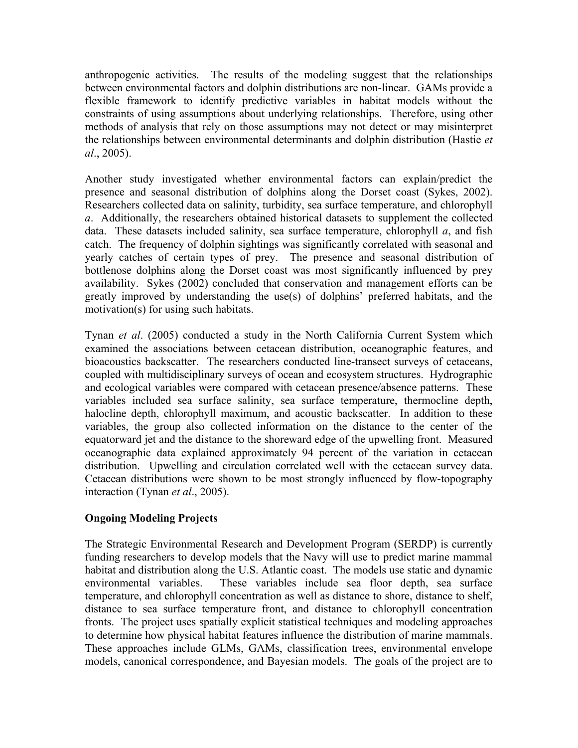anthropogenic activities. The results of the modeling suggest that the relationships between environmental factors and dolphin distributions are non-linear. GAMs provide a flexible framework to identify predictive variables in habitat models without the constraints of using assumptions about underlying relationships. Therefore, using other methods of analysis that rely on those assumptions may not detect or may misinterpret the relationships between environmental determinants and dolphin distribution (Hastie *et al*., 2005).

Another study investigated whether environmental factors can explain/predict the presence and seasonal distribution of dolphins along the Dorset coast (Sykes, 2002). Researchers collected data on salinity, turbidity, sea surface temperature, and chlorophyll *a*. Additionally, the researchers obtained historical datasets to supplement the collected data. These datasets included salinity, sea surface temperature, chlorophyll *a*, and fish catch. The frequency of dolphin sightings was significantly correlated with seasonal and yearly catches of certain types of prey. The presence and seasonal distribution of bottlenose dolphins along the Dorset coast was most significantly influenced by prey availability. Sykes (2002) concluded that conservation and management efforts can be greatly improved by understanding the use(s) of dolphins' preferred habitats, and the motivation(s) for using such habitats.

Tynan *et al*. (2005) conducted a study in the North California Current System which examined the associations between cetacean distribution, oceanographic features, and bioacoustics backscatter. The researchers conducted line-transect surveys of cetaceans, coupled with multidisciplinary surveys of ocean and ecosystem structures. Hydrographic and ecological variables were compared with cetacean presence/absence patterns. These variables included sea surface salinity, sea surface temperature, thermocline depth, halocline depth, chlorophyll maximum, and acoustic backscatter. In addition to these variables, the group also collected information on the distance to the center of the equatorward jet and the distance to the shoreward edge of the upwelling front. Measured oceanographic data explained approximately 94 percent of the variation in cetacean distribution. Upwelling and circulation correlated well with the cetacean survey data. Cetacean distributions were shown to be most strongly influenced by flow-topography interaction (Tynan *et al*., 2005).

**Ongoing Modeling Projects**

The Strategic Environmental Research and Development Program (SERDP) is currently funding researchers to develop models that the Navy will use to predict marine mammal habitat and distribution along the U.S. Atlantic coast. The models use static and dynamic environmental variables. These variables include sea floor depth, sea surface temperature, and chlorophyll concentration as well as distance to shore, distance to shelf, distance to sea surface temperature front, and distance to chlorophyll concentration fronts. The project uses spatially explicit statistical techniques and modeling approaches to determine how physical habitat features influence the distribution of marine mammals. These approaches include GLMs, GAMs, classification trees, environmental envelope models, canonical correspondence, and Bayesian models. The goals of the project are to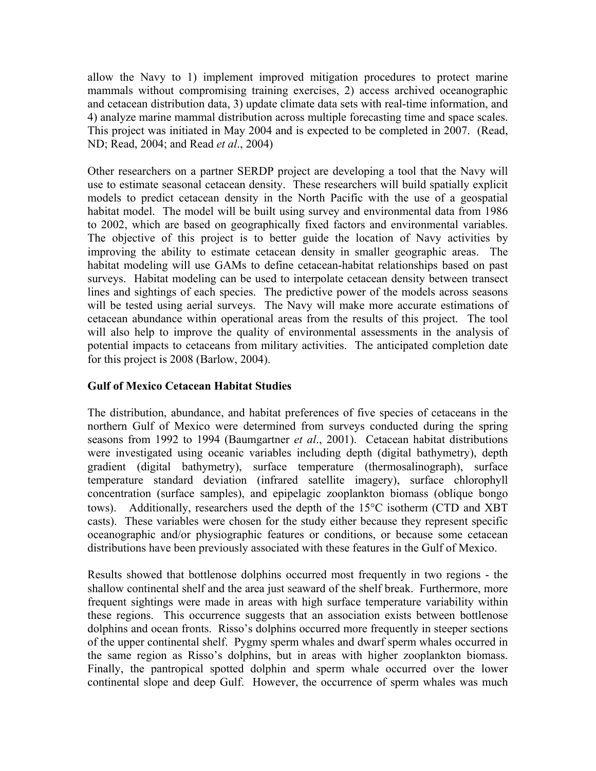allow the Navy to 1) implement improved mitigation procedures to protect marine mammals without compromising training exercises, 2) access archived oceanographic and cetacean distribution data, 3) update climate data sets with real-time information, and 4) analyze marine mammal distribution across multiple forecasting time and space scales. This project was initiated in May 2004 and is expected to be completed in 2007. (Read, ND; Read, 2004; and Read *et al*., 2004)

Other researchers on a partner SERDP project are developing a tool that the Navy will use to estimate seasonal cetacean density. These researchers will build spatially explicit models to predict cetacean density in the North Pacific with the use of a geospatial habitat model. The model will be built using survey and environmental data from 1986 to 2002, which are based on geographically fixed factors and environmental variables. The objective of this project is to better guide the location of Navy activities by improving the ability to estimate cetacean density in smaller geographic areas. The habitat modeling will use GAMs to define cetacean-habitat relationships based on past surveys. Habitat modeling can be used to interpolate cetacean density between transect lines and sightings of each species. The predictive power of the models across seasons will be tested using aerial surveys. The Navy will make more accurate estimations of cetacean abundance within operational areas from the results of this project. The tool will also help to improve the quality of environmental assessments in the analysis of potential impacts to cetaceans from military activities. The anticipated completion date for this project is 2008 (Barlow, 2004).

**Gulf of Mexico Cetacean Habitat Studies**

The distribution, abundance, and habitat preferences of five species of cetaceans in the northern Gulf of Mexico were determined from surveys conducted during the spring seasons from 1992 to 1994 (Baumgartner *et al*., 2001). Cetacean habitat distributions were investigated using oceanic variables including depth (digital bathymetry), depth gradient (digital bathymetry), surface temperature (thermosalinograph), surface temperature standard deviation (infrared satellite imagery), surface chlorophyll concentration (surface samples), and epipelagic zooplankton biomass (oblique bongo tows). Additionally, researchers used the depth of the 15°C isotherm (CTD and XBT casts). These variables were chosen for the study either because they represent specific oceanographic and/or physiographic features or conditions, or because some cetacean distributions have been previously associated with these features in the Gulf of Mexico.

Results showed that bottlenose dolphins occurred most frequently in two regions - the shallow continental shelf and the area just seaward of the shelf break. Furthermore, more frequent sightings were made in areas with high surface temperature variability within these regions. This occurrence suggests that an association exists between bottlenose dolphins and ocean fronts. Risso's dolphins occurred more frequently in steeper sections of the upper continental shelf. Pygmy sperm whales and dwarf sperm whales occurred in the same region as Risso's dolphins, but in areas with higher zooplankton biomass. Finally, the pantropical spotted dolphin and sperm whale occurred over the lower continental slope and deep Gulf. However, the occurrence of sperm whales was much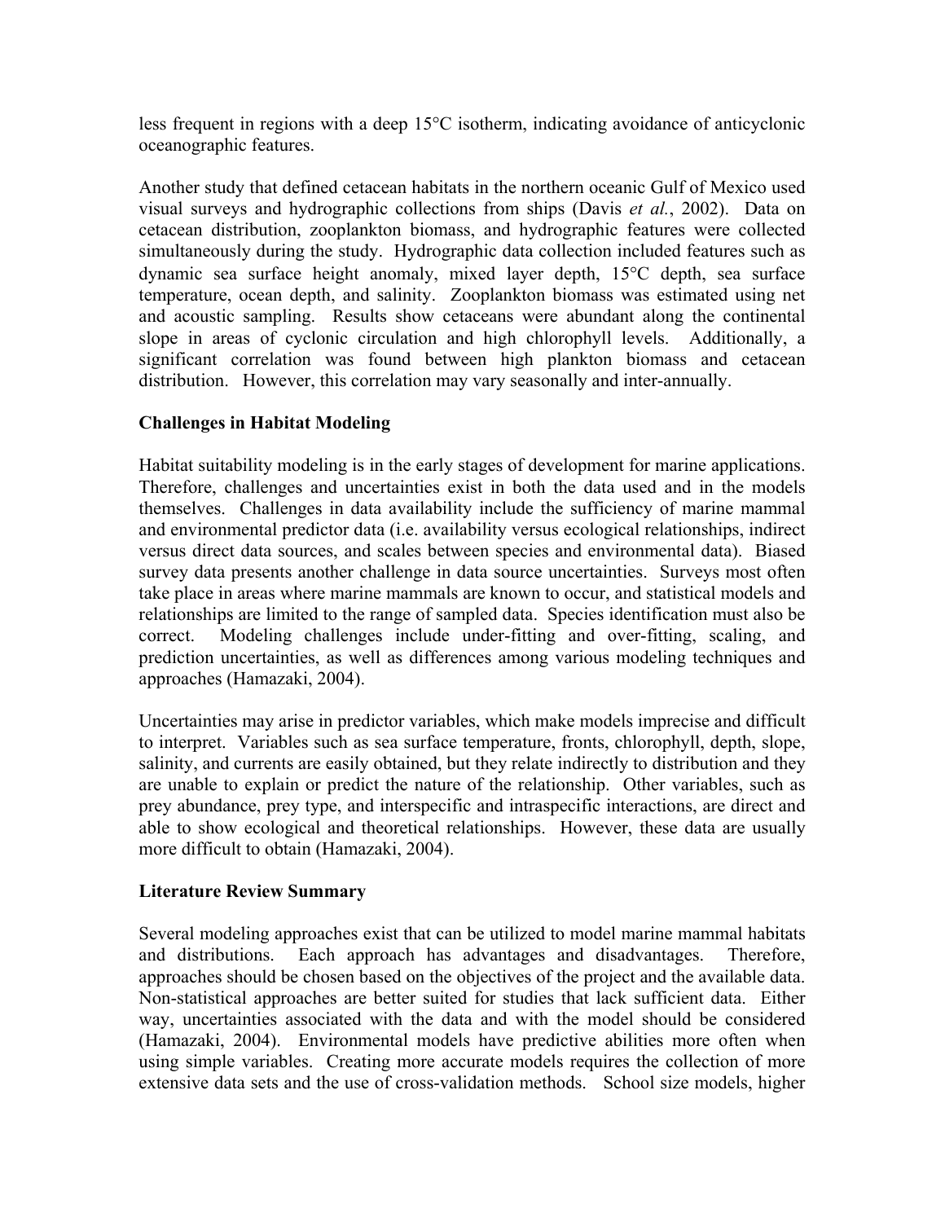less frequent in regions with a deep 15°C isotherm, indicating avoidance of anticyclonic oceanographic features.

Another study that defined cetacean habitats in the northern oceanic Gulf of Mexico used visual surveys and hydrographic collections from ships (Davis *et al.*, 2002). Data on cetacean distribution, zooplankton biomass, and hydrographic features were collected simultaneously during the study. Hydrographic data collection included features such as dynamic sea surface height anomaly, mixed layer depth, 15°C depth, sea surface temperature, ocean depth, and salinity. Zooplankton biomass was estimated using net and acoustic sampling. Results show cetaceans were abundant along the continental slope in areas of cyclonic circulation and high chlorophyll levels. Additionally, a significant correlation was found between high plankton biomass and cetacean distribution. However, this correlation may vary seasonally and inter-annually.

## Challenges in Habitat Modeling

Habitat suitability modeling is in the early stages of development for marine applications. Therefore, challenges and uncertainties exist in both the data used and in the models themselves. Challenges in data availability include the sufficiency of marine mammal and environmental predictor data (i.e. availability versus ecological relationships, indirect versus direct data sources, and scales between species and environmental data). Biased survey data presents another challenge in data source uncertainties. Surveys most often take place in areas where marine mammals are known to occur, and statistical models and relationships are limited to the range of sampled data. Species identification must also be correct. Modeling challenges include under-fitting and over-fitting, scaling, and prediction uncertainties, as well as differences among various modeling techniques and approaches (Hamazaki, 2004).

Uncertainties may arise in predictor variables, which make models imprecise and difficult to interpret. Variables such as sea surface temperature, fronts, chlorophyll, depth, slope, salinity, and currents are easily obtained, but they relate indirectly to distribution and they are unable to explain or predict the nature of the relationship. Other variables, such as prey abundance, prey type, and interspecific and intraspecific interactions, are direct and able to show ecological and theoretical relationships. However, these data are usually more difficult to obtain (Hamazaki, 2004).

## Literature Review Summary

Several modeling approaches exist that can be utilized to model marine mammal habitats and distributions. Each approach has advantages and disadvantages. Therefore, approaches should be chosen based on the objectives of the project and the available data. Non-statistical approaches are better suited for studies that lack sufficient data. Either way, uncertainties associated with the data and with the model should be considered (Hamazaki, 2004). Environmental models have predictive abilities more often when using simple variables. Creating more accurate models requires the collection of more extensive data sets and the use of cross-validation methods. School size models, higher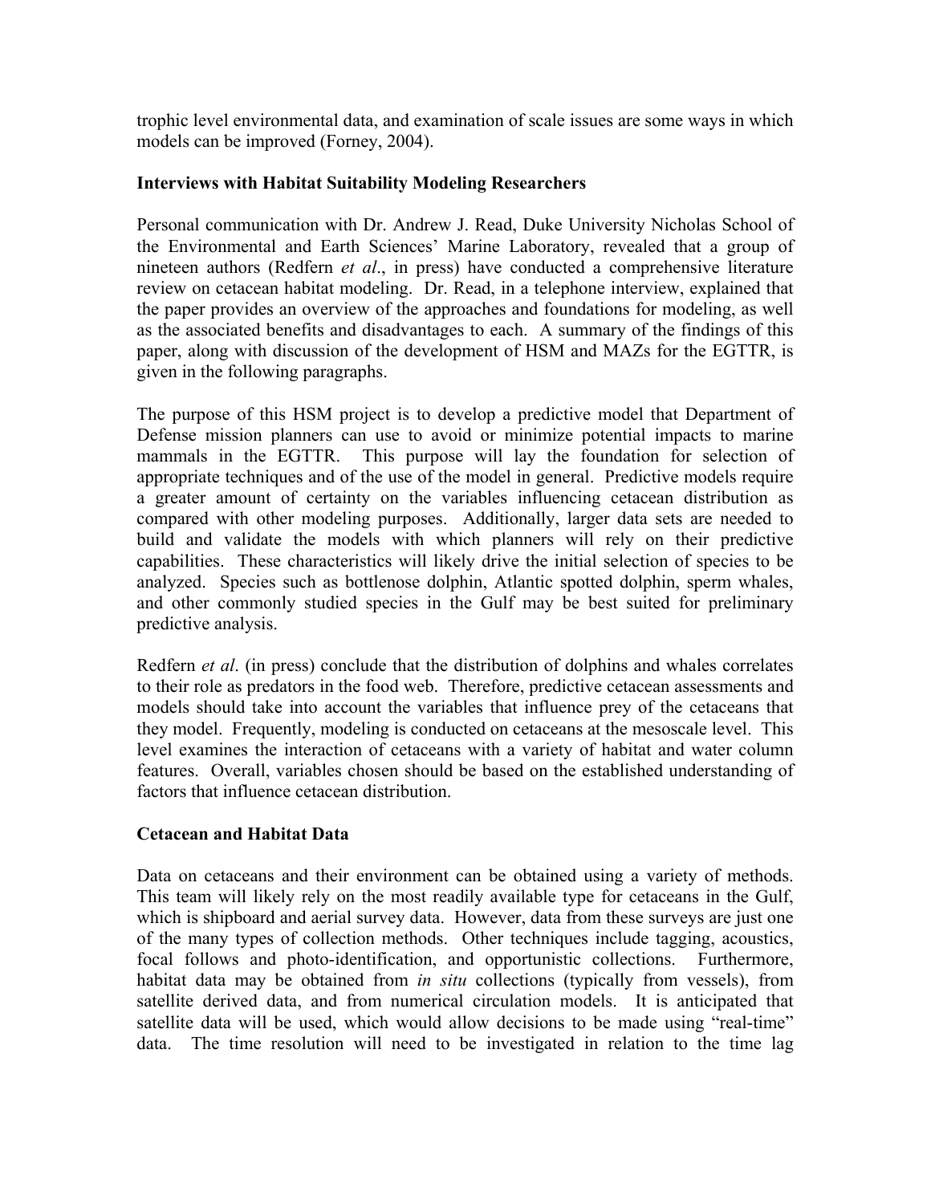trophic level environmental data, and examination of scale issues are some ways in which models can be improved (Forney, 2004).

**Interviews with Habitat Suitability Modeling Researchers**

Personal communication with Dr. Andrew J. Read, Duke University Nicholas School of the Environmental and Earth Sciences' Marine Laboratory, revealed that a group of nineteen authors (Redfern *et al*., in press) have conducted a comprehensive literature review on cetacean habitat modeling. Dr. Read, in a telephone interview, explained that the paper provides an overview of the approaches and foundations for modeling, as well as the associated benefits and disadvantages to each. A summary of the findings of this paper, along with discussion of the development of HSM and MAZs for the EGTTR, is given in the following paragraphs.

The purpose of this HSM project is to develop a predictive model that Department of Defense mission planners can use to avoid or minimize potential impacts to marine mammals in the EGTTR. This purpose will lay the foundation for selection of appropriate techniques and of the use of the model in general. Predictive models require a greater amount of certainty on the variables influencing cetacean distribution as compared with other modeling purposes. Additionally, larger data sets are needed to build and validate the models with which planners will rely on their predictive capabilities. These characteristics will likely drive the initial selection of species to be analyzed. Species such as bottlenose dolphin, Atlantic spotted dolphin, sperm whales, and other commonly studied species in the Gulf may be best suited for preliminary predictive analysis.

Redfern *et al*. (in press) conclude that the distribution of dolphins and whales correlates to their role as predators in the food web. Therefore, predictive cetacean assessments and models should take into account the variables that influence prey of the cetaceans that they model. Frequently, modeling is conducted on cetaceans at the mesoscale level. This level examines the interaction of cetaceans with a variety of habitat and water column features. Overall, variables chosen should be based on the established understanding of factors that influence cetacean distribution.

**Cetacean and Habitat Data**

Data on cetaceans and their environment can be obtained using a variety of methods. This team will likely rely on the most readily available type for cetaceans in the Gulf, which is shipboard and aerial survey data. However, data from these surveys are just one of the many types of collection methods. Other techniques include tagging, acoustics, focal follows and photo-identification, and opportunistic collections. Furthermore, habitat data may be obtained from *in situ* collections (typically from vessels), from satellite derived data, and from numerical circulation models. It is anticipated that satellite data will be used, which would allow decisions to be made using "real-time" data. The time resolution will need to be investigated in relation to the time lag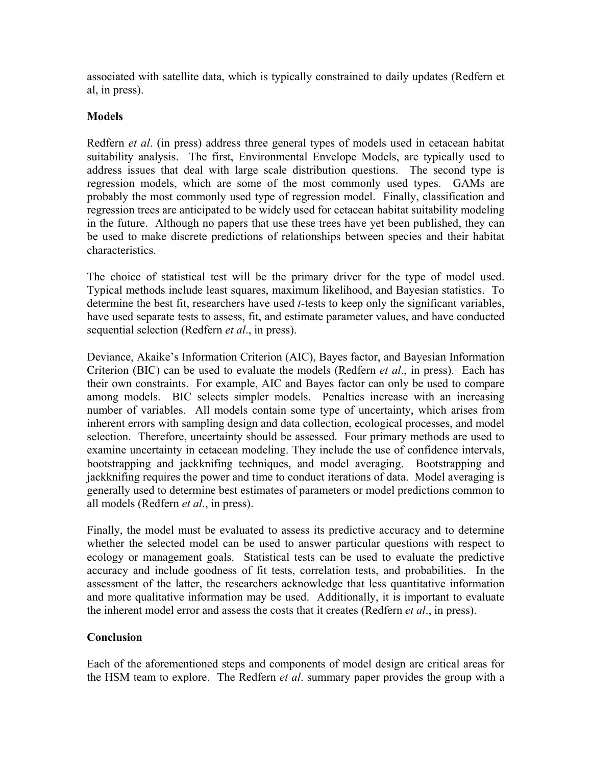associated with satellite data, which is typically constrained to daily updates (Redfern et al, in press).

**Models**

Redfern *et al*. (in press) address three general types of models used in cetacean habitat suitability analysis. The first, Environmental Envelope Models, are typically used to address issues that deal with large scale distribution questions. The second type is regression models, which are some of the most commonly used types. GAMs are probably the most commonly used type of regression model. Finally, classification and regression trees are anticipated to be widely used for cetacean habitat suitability modeling in the future. Although no papers that use these trees have yet been published, they can be used to make discrete predictions of relationships between species and their habitat characteristics.

The choice of statistical test will be the primary driver for the type of model used. Typical methods include least squares, maximum likelihood, and Bayesian statistics. To determine the best fit, researchers have used *t*-tests to keep only the significant variables, have used separate tests to assess, fit, and estimate parameter values, and have conducted sequential selection (Redfern *et al*., in press).

Deviance, Akaike's Information Criterion (AIC), Bayes factor, and Bayesian Information Criterion (BIC) can be used to evaluate the models (Redfern *et al*., in press). Each has their own constraints. For example, AIC and Bayes factor can only be used to compare among models. BIC selects simpler models. Penalties increase with an increasing number of variables. All models contain some type of uncertainty, which arises from inherent errors with sampling design and data collection, ecological processes, and model selection. Therefore, uncertainty should be assessed. Four primary methods are used to examine uncertainty in cetacean modeling. They include the use of confidence intervals, bootstrapping and jackknifing techniques, and model averaging. Bootstrapping and jackknifing requires the power and time to conduct iterations of data. Model averaging is generally used to determine best estimates of parameters or model predictions common to all models (Redfern *et al*., in press).

Finally, the model must be evaluated to assess its predictive accuracy and to determine whether the selected model can be used to answer particular questions with respect to ecology or management goals. Statistical tests can be used to evaluate the predictive accuracy and include goodness of fit tests, correlation tests, and probabilities. In the assessment of the latter, the researchers acknowledge that less quantitative information and more qualitative information may be used. Additionally, it is important to evaluate the inherent model error and assess the costs that it creates (Redfern *et al*., in press).

**Conclusion**

Each of the aforementioned steps and components of model design are critical areas for the HSM team to explore. The Redfern *et al*. summary paper provides the group with a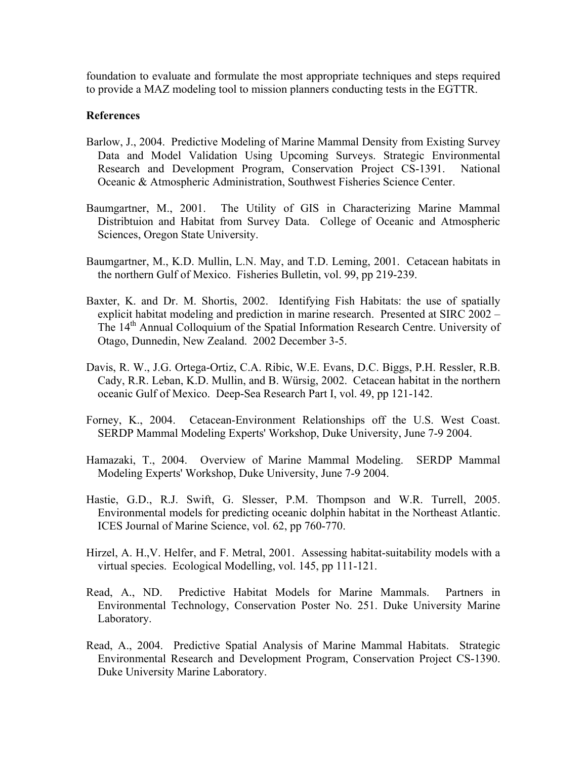foundation to evaluate and formulate the most appropriate techniques and steps required to provide a MAZ modeling tool to mission planners conducting tests in the EGTTR.

## References

Barlow, J., 2004. Predictive Modeling of Marine Mammal Density from Existing Survey Data and Model Validation Using Upcoming Surveys. Strategic Environmental Research and Development Program, Conservation Project CS-1391. National Oceanic & Atmospheric Administration, Southwest Fisheries Science Center.

Baumgartner, M., 2001. The Utility of GIS in Characterizing Marine Mammal Distribtuion and Habitat from Survey Data. College of Oceanic and Atmospheric Sciences, Oregon State University.

Baumgartner, M., K.D. Mullin, L.N. May, and T.D. Leming, 2001. Cetacean habitats in the northern Gulf of Mexico. Fisheries Bulletin, vol. 99, pp 219-239.

Baxter, K. and Dr. M. Shortis, 2002. Identifying Fish Habitats: the use of spatially explicit habitat modeling and prediction in marine research. Presented at SIRC 2002 – The 14th Annual Colloquium of the Spatial Information Research Centre. University of Otago, Dunnedin, New Zealand. 2002 December 3-5.

Davis, R. W., J.G. Ortega-Ortiz, C.A. Ribic, W.E. Evans, D.C. Biggs, P.H. Ressler, R.B. Cady, R.R. Leban, K.D. Mullin, and B. Würsig, 2002. Cetacean habitat in the northern oceanic Gulf of Mexico. Deep-Sea Research Part I, vol. 49, pp 121-142.

Forney, K., 2004. Cetacean-Environment Relationships off the U.S. West Coast. SERDP Mammal Modeling Experts' Workshop, Duke University, June 7-9 2004.

Hamazaki, T., 2004. Overview of Marine Mammal Modeling. SERDP Mammal Modeling Experts' Workshop, Duke University, June 7-9 2004.

Hastie, G.D., R.J. Swift, G. Slesser, P.M. Thompson and W.R. Turrell, 2005. Environmental models for predicting oceanic dolphin habitat in the Northeast Atlantic. ICES Journal of Marine Science, vol. 62, pp 760-770.

Hirzel, A. H.,V. Helfer, and F. Metral, 2001. Assessing habitat-suitability models with a virtual species. Ecological Modelling, vol. 145, pp 111-121.

Read, A., ND. Predictive Habitat Models for Marine Mammals. Partners in Environmental Technology, Conservation Poster No. 251. Duke University Marine Laboratory.

Read, A., 2004. Predictive Spatial Analysis of Marine Mammal Habitats. Strategic Environmental Research and Development Program, Conservation Project CS-1390. Duke University Marine Laboratory.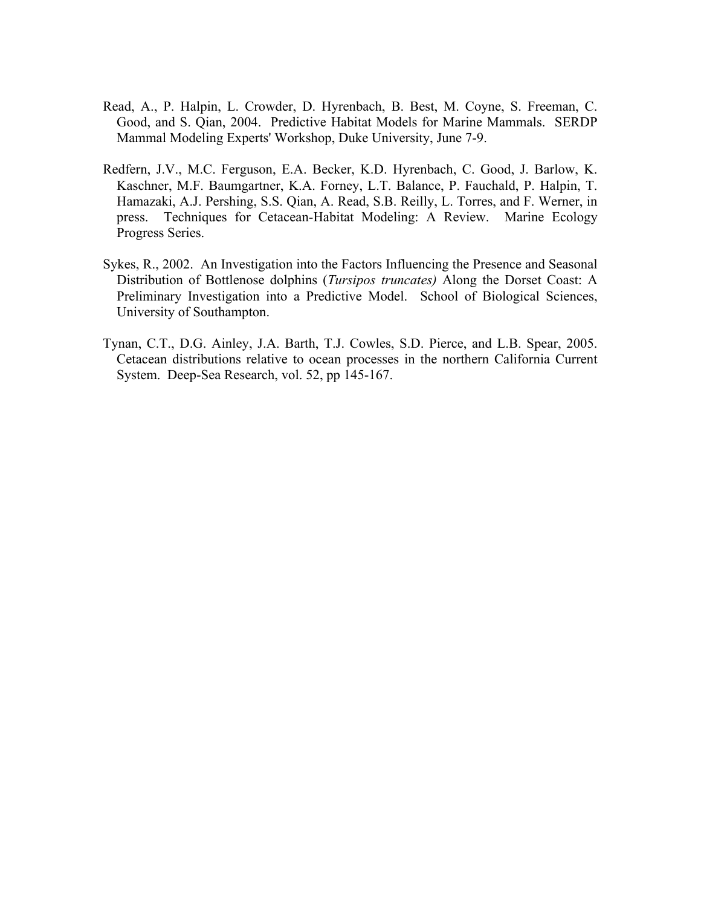Read, A., P. Halpin, L. Crowder, D. Hyrenbach, B. Best, M. Coyne, S. Freeman, C. Good, and S. Qian, 2004. Predictive Habitat Models for Marine Mammals. SERDP Mammal Modeling Experts' Workshop, Duke University, June 7-9.

Redfern, J.V., M.C. Ferguson, E.A. Becker, K.D. Hyrenbach, C. Good, J. Barlow, K. Kaschner, M.F. Baumgartner, K.A. Forney, L.T. Balance, P. Fauchald, P. Halpin, T. Hamazaki, A.J. Pershing, S.S. Qian, A. Read, S.B. Reilly, L. Torres, and F. Werner, in press. Techniques for Cetacean-Habitat Modeling: A Review. Marine Ecology Progress Series.

Sykes, R., 2002. An Investigation into the Factors Influencing the Presence and Seasonal Distribution of Bottlenose dolphins (*Tursipos truncates)* Along the Dorset Coast: A Preliminary Investigation into a Predictive Model. School of Biological Sciences, University of Southampton.

Tynan, C.T., D.G. Ainley, J.A. Barth, T.J. Cowles, S.D. Pierce, and L.B. Spear, 2005. Cetacean distributions relative to ocean processes in the northern California Current System. Deep-Sea Research, vol. 52, pp 145-167.